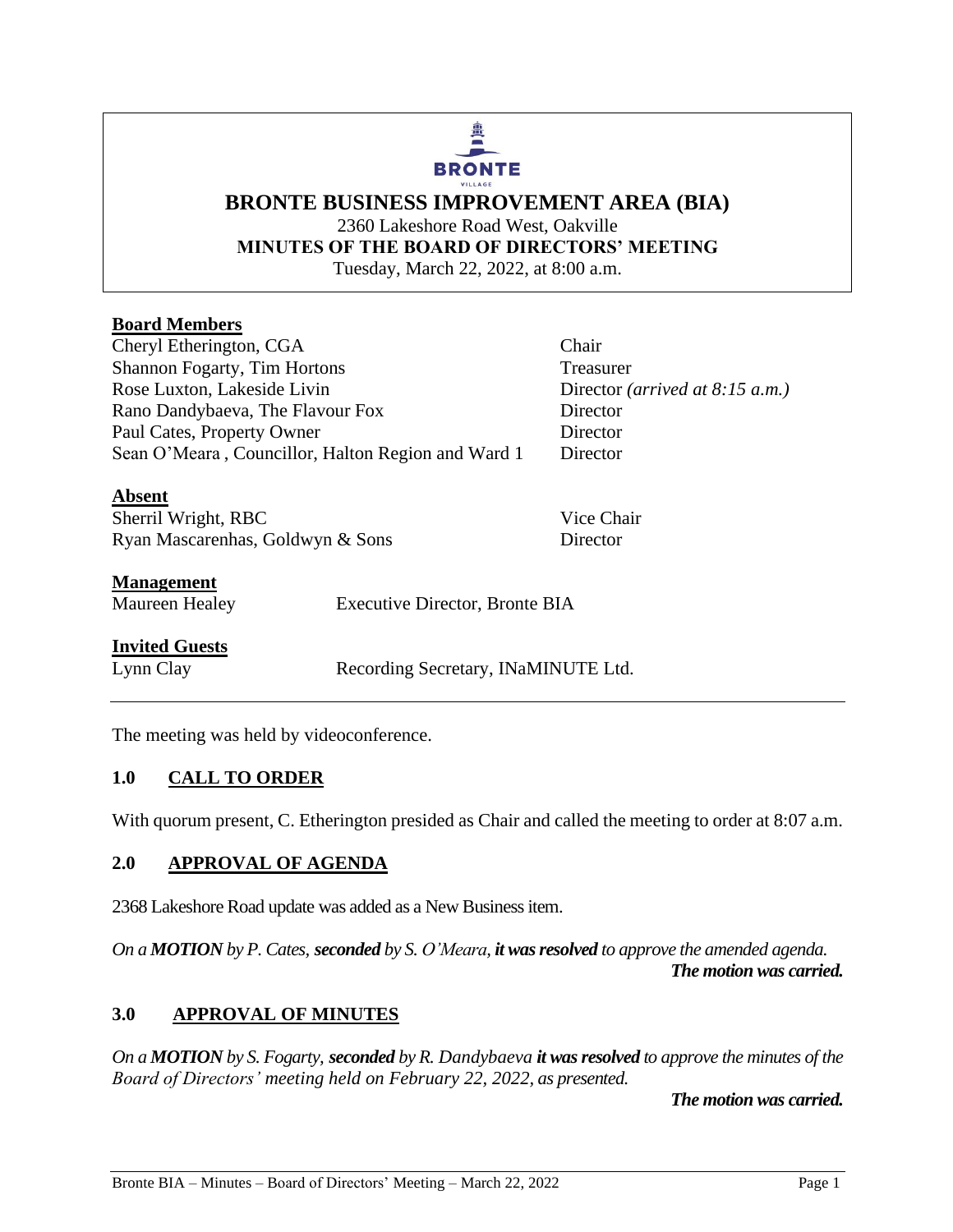**BRONTE**
VILLAGE

# BRONTE BUSINESS IMPROVEMENT AREA (BIA)

2360 Lakeshore Road West, Oakville

**MINUTES OF THE BOARD OF DIRECTORS' MEETING**

Tuesday, March 22, 2022, at 8:00 a.m.

**Board Members**

| | |
|---|---|
| Cheryl Etherington, CGA | Chair |
| Shannon Fogarty, Tim Hortons | Treasurer |
| Rose Luxton, Lakeside Livin | Director *(arrived at 8:15 a.m.)* |
| Rano Dandybaeva, The Flavour Fox | Director |
| Paul Cates, Property Owner | Director |
| Sean O'Meara , Councillor, Halton Region and Ward 1 | Director |

**Absent**

| | |
|---|---|
| Sherril Wright, RBC | Vice Chair |
| Ryan Mascarenhas, Goldwyn & Sons | Director |

**Management**

| | |
|---|---|
| Maureen Healey | Executive Director, Bronte BIA |

**Invited Guests**

| | |
|---|---|
| Lynn Clay | Recording Secretary, INaMINUTE Ltd. |

---

The meeting was held by videoconference.

## 1.0 CALL TO ORDER

With quorum present, C. Etherington presided as Chair and called the meeting to order at 8:07 a.m.

## 2.0 APPROVAL OF AGENDA

2368 Lakeshore Road update was added as a New Business item.

*On a **MOTION** by P. Cates, **seconded** by S. O'Meara, **it was resolved** to approve the amended agenda.*

***The motion was carried.***

## 3.0 APPROVAL OF MINUTES

*On a **MOTION** by S. Fogarty, **seconded** by R. Dandybaeva **it was resolved** to approve the minutes of the Board of Directors' meeting held on February 22, 2022, as presented.*

***The motion was carried.***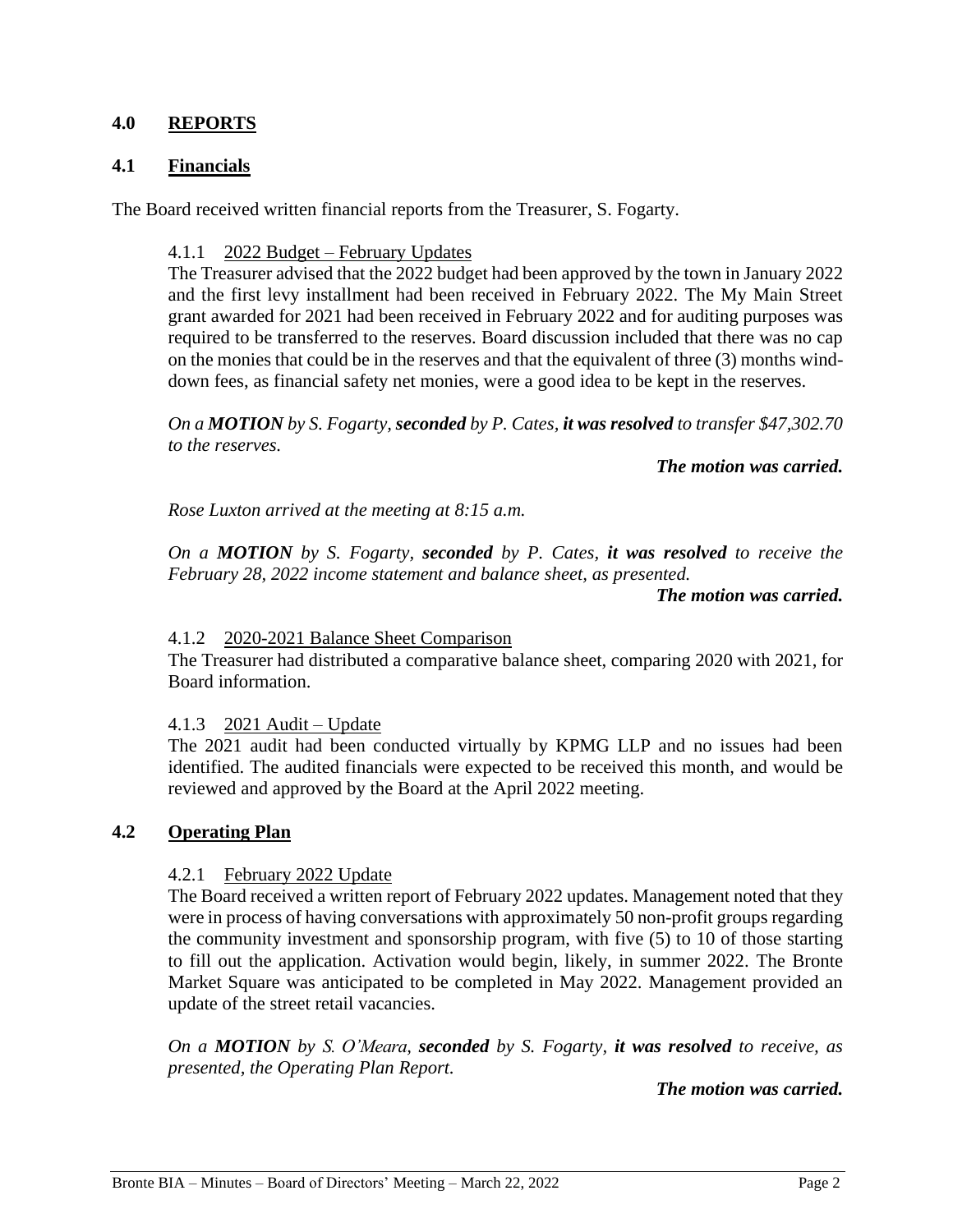## 4.0 REPORTS

### 4.1 Financials

The Board received written financial reports from the Treasurer, S. Fogarty.

#### 4.1.1 2022 Budget – February Updates

The Treasurer advised that the 2022 budget had been approved by the town in January 2022 and the first levy installment had been received in February 2022. The My Main Street grant awarded for 2021 had been received in February 2022 and for auditing purposes was required to be transferred to the reserves. Board discussion included that there was no cap on the monies that could be in the reserves and that the equivalent of three (3) months wind-down fees, as financial safety net monies, were a good idea to be kept in the reserves.

*On a **MOTION** by S. Fogarty, **seconded** by P. Cates, **it was resolved** to transfer $47,302.70 to the reserves.*

***The motion was carried.***

*Rose Luxton arrived at the meeting at 8:15 a.m.*

*On a **MOTION** by S. Fogarty, **seconded** by P. Cates, **it was resolved** to receive the February 28, 2022 income statement and balance sheet, as presented.*

***The motion was carried.***

#### 4.1.2 2020-2021 Balance Sheet Comparison

The Treasurer had distributed a comparative balance sheet, comparing 2020 with 2021, for Board information.

#### 4.1.3 2021 Audit – Update

The 2021 audit had been conducted virtually by KPMG LLP and no issues had been identified. The audited financials were expected to be received this month, and would be reviewed and approved by the Board at the April 2022 meeting.

### 4.2 Operating Plan

#### 4.2.1 February 2022 Update

The Board received a written report of February 2022 updates. Management noted that they were in process of having conversations with approximately 50 non-profit groups regarding the community investment and sponsorship program, with five (5) to 10 of those starting to fill out the application. Activation would begin, likely, in summer 2022. The Bronte Market Square was anticipated to be completed in May 2022. Management provided an update of the street retail vacancies.

*On a **MOTION** by S. O'Meara, **seconded** by S. Fogarty, **it was resolved** to receive, as presented, the Operating Plan Report.*

***The motion was carried.***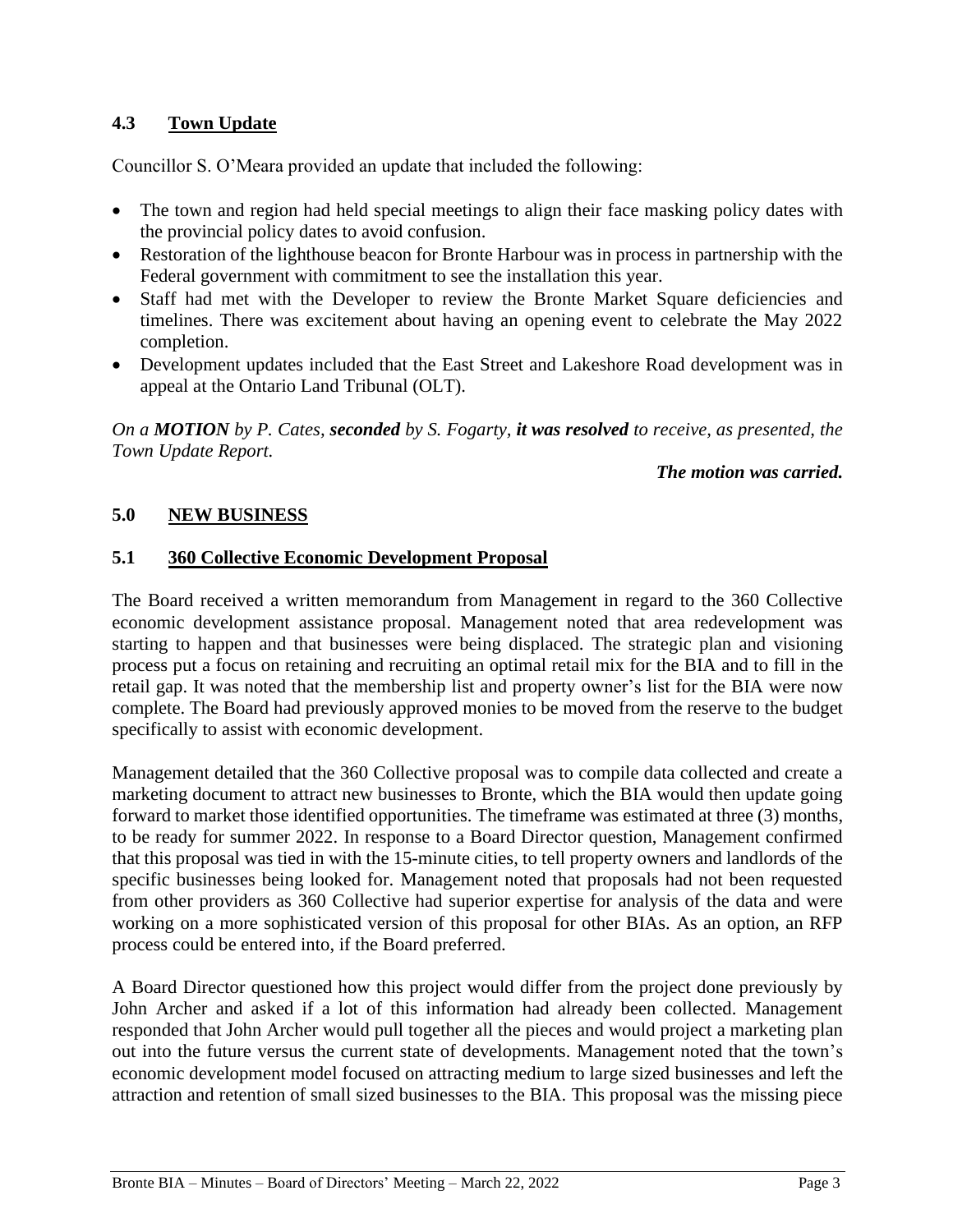### 4.3 Town Update

Councillor S. O'Meara provided an update that included the following:

- The town and region had held special meetings to align their face masking policy dates with the provincial policy dates to avoid confusion.
- Restoration of the lighthouse beacon for Bronte Harbour was in process in partnership with the Federal government with commitment to see the installation this year.
- Staff had met with the Developer to review the Bronte Market Square deficiencies and timelines. There was excitement about having an opening event to celebrate the May 2022 completion.
- Development updates included that the East Street and Lakeshore Road development was in appeal at the Ontario Land Tribunal (OLT).

*On a **MOTION** by P. Cates, **seconded** by S. Fogarty, **it was resolved** to receive, as presented, the Town Update Report.*

***The motion was carried.***

## 5.0 NEW BUSINESS

### 5.1 360 Collective Economic Development Proposal

The Board received a written memorandum from Management in regard to the 360 Collective economic development assistance proposal. Management noted that area redevelopment was starting to happen and that businesses were being displaced. The strategic plan and visioning process put a focus on retaining and recruiting an optimal retail mix for the BIA and to fill in the retail gap. It was noted that the membership list and property owner's list for the BIA were now complete. The Board had previously approved monies to be moved from the reserve to the budget specifically to assist with economic development.

Management detailed that the 360 Collective proposal was to compile data collected and create a marketing document to attract new businesses to Bronte, which the BIA would then update going forward to market those identified opportunities. The timeframe was estimated at three (3) months, to be ready for summer 2022. In response to a Board Director question, Management confirmed that this proposal was tied in with the 15-minute cities, to tell property owners and landlords of the specific businesses being looked for. Management noted that proposals had not been requested from other providers as 360 Collective had superior expertise for analysis of the data and were working on a more sophisticated version of this proposal for other BIAs. As an option, an RFP process could be entered into, if the Board preferred.

A Board Director questioned how this project would differ from the project done previously by John Archer and asked if a lot of this information had already been collected. Management responded that John Archer would pull together all the pieces and would project a marketing plan out into the future versus the current state of developments. Management noted that the town's economic development model focused on attracting medium to large sized businesses and left the attraction and retention of small sized businesses to the BIA. This proposal was the missing piece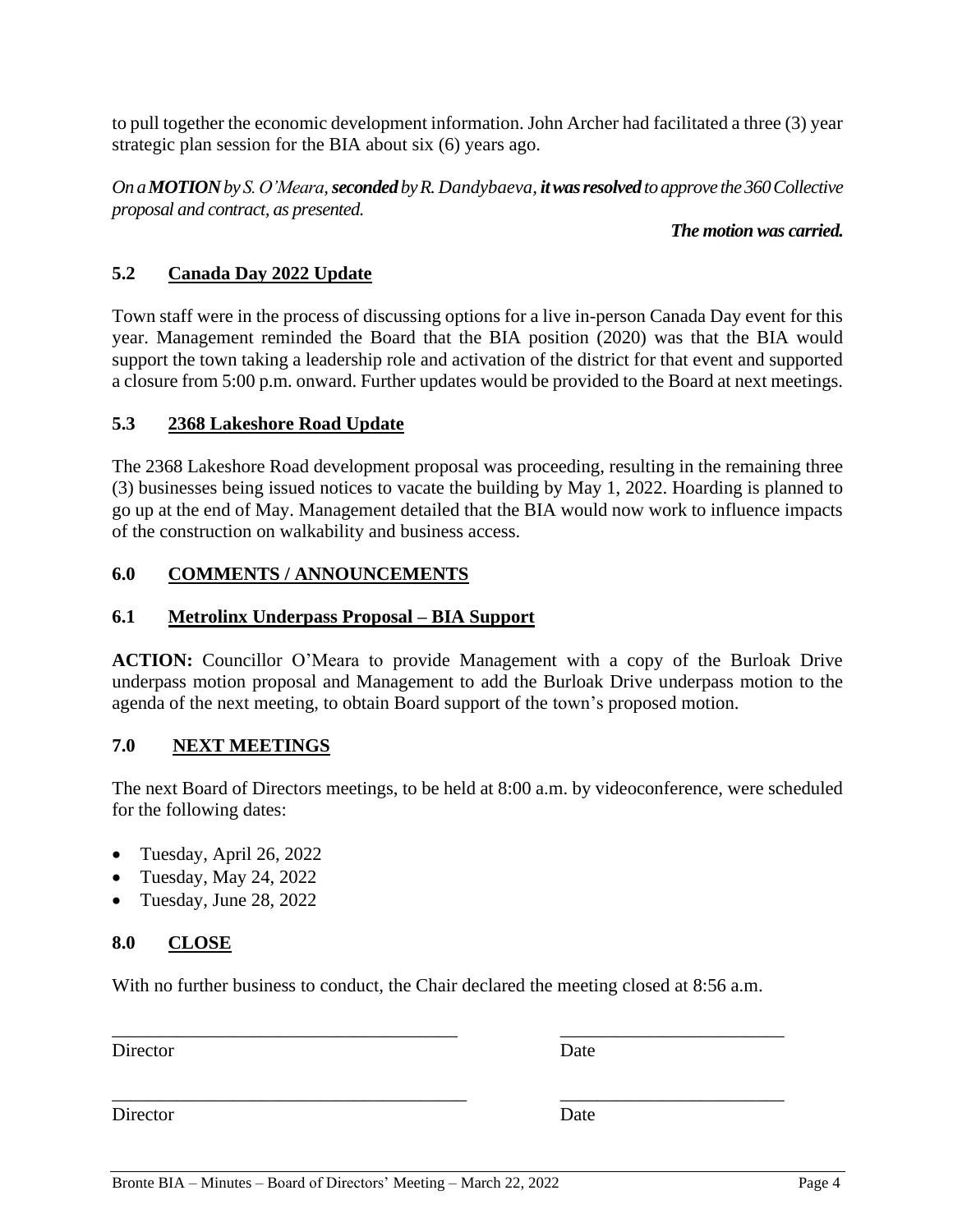to pull together the economic development information. John Archer had facilitated a three (3) year strategic plan session for the BIA about six (6) years ago.

*On a **MOTION** by S. O'Meara, **seconded** by R. Dandybaeva, **it was resolved** to approve the 360 Collective proposal and contract, as presented.*

***The motion was carried.***

### 5.2 Canada Day 2022 Update

Town staff were in the process of discussing options for a live in-person Canada Day event for this year. Management reminded the Board that the BIA position (2020) was that the BIA would support the town taking a leadership role and activation of the district for that event and supported a closure from 5:00 p.m. onward. Further updates would be provided to the Board at next meetings.

### 5.3 2368 Lakeshore Road Update

The 2368 Lakeshore Road development proposal was proceeding, resulting in the remaining three (3) businesses being issued notices to vacate the building by May 1, 2022. Hoarding is planned to go up at the end of May. Management detailed that the BIA would now work to influence impacts of the construction on walkability and business access.

## 6.0 COMMENTS / ANNOUNCEMENTS

### 6.1 Metrolinx Underpass Proposal – BIA Support

**ACTION:** Councillor O'Meara to provide Management with a copy of the Burloak Drive underpass motion proposal and Management to add the Burloak Drive underpass motion to the agenda of the next meeting, to obtain Board support of the town's proposed motion.

## 7.0 NEXT MEETINGS

The next Board of Directors meetings, to be held at 8:00 a.m. by videoconference, were scheduled for the following dates:

- Tuesday, April 26, 2022
- Tuesday, May 24, 2022
- Tuesday, June 28, 2022

## 8.0 CLOSE

With no further business to conduct, the Chair declared the meeting closed at 8:56 a.m.

\_\_\_\_\_\_\_\_\_\_\_\_\_\_\_\_\_\_\_\_\_\_\_\_\_\_\_\_\_\_\_\_\_\_\_\_\_\_ &nbsp;&nbsp;&nbsp;&nbsp; \_\_\_\_\_\_\_\_\_\_\_\_\_\_\_\_\_\_\_\_\_\_\_\_\_

Director &nbsp;&nbsp;&nbsp;&nbsp; Date

\_\_\_\_\_\_\_\_\_\_\_\_\_\_\_\_\_\_\_\_\_\_\_\_\_\_\_\_\_\_\_\_\_\_\_\_\_\_ &nbsp;&nbsp;&nbsp;&nbsp; \_\_\_\_\_\_\_\_\_\_\_\_\_\_\_\_\_\_\_\_\_\_\_\_\_

Director &nbsp;&nbsp;&nbsp;&nbsp; Date